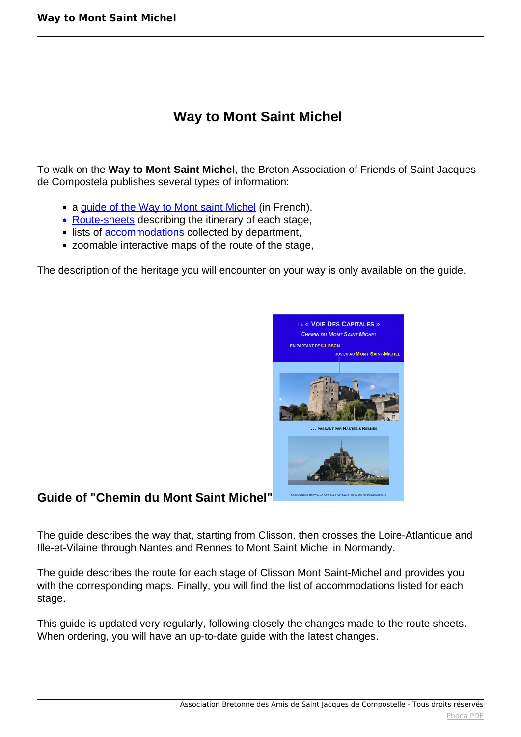# Way to Mont Saint Michel

To walk on the **Way to Mont Saint Michel**, the Breton Association of Friends of Saint Jacques de Compostela publishes several types of information:

- a guide of the Way to Mont saint Michel (in French).
- Route-sheets describing the itinerary of each stage,
- lists of accommodations collected by department,
- zoomable interactive maps of the route of the stage,

The description of the heritage you will encounter on your way is only available on the guide.

## Guide of "Chemin du Mont Saint Michel"

The guide describes the way that, starting from Clisson, then crosses the Loire-Atlantique and Ille-et-Vilaine through Nantes and Rennes to Mont Saint Michel in Normandy.

The guide describes the route for each stage of Clisson Mont Saint-Michel and provides you with the corresponding maps. Finally, you will find the list of accommodations listed for each stage.

This guide is updated very regularly, following closely the changes made to the route sheets. When ordering, you will have an up-to-date guide with the latest changes.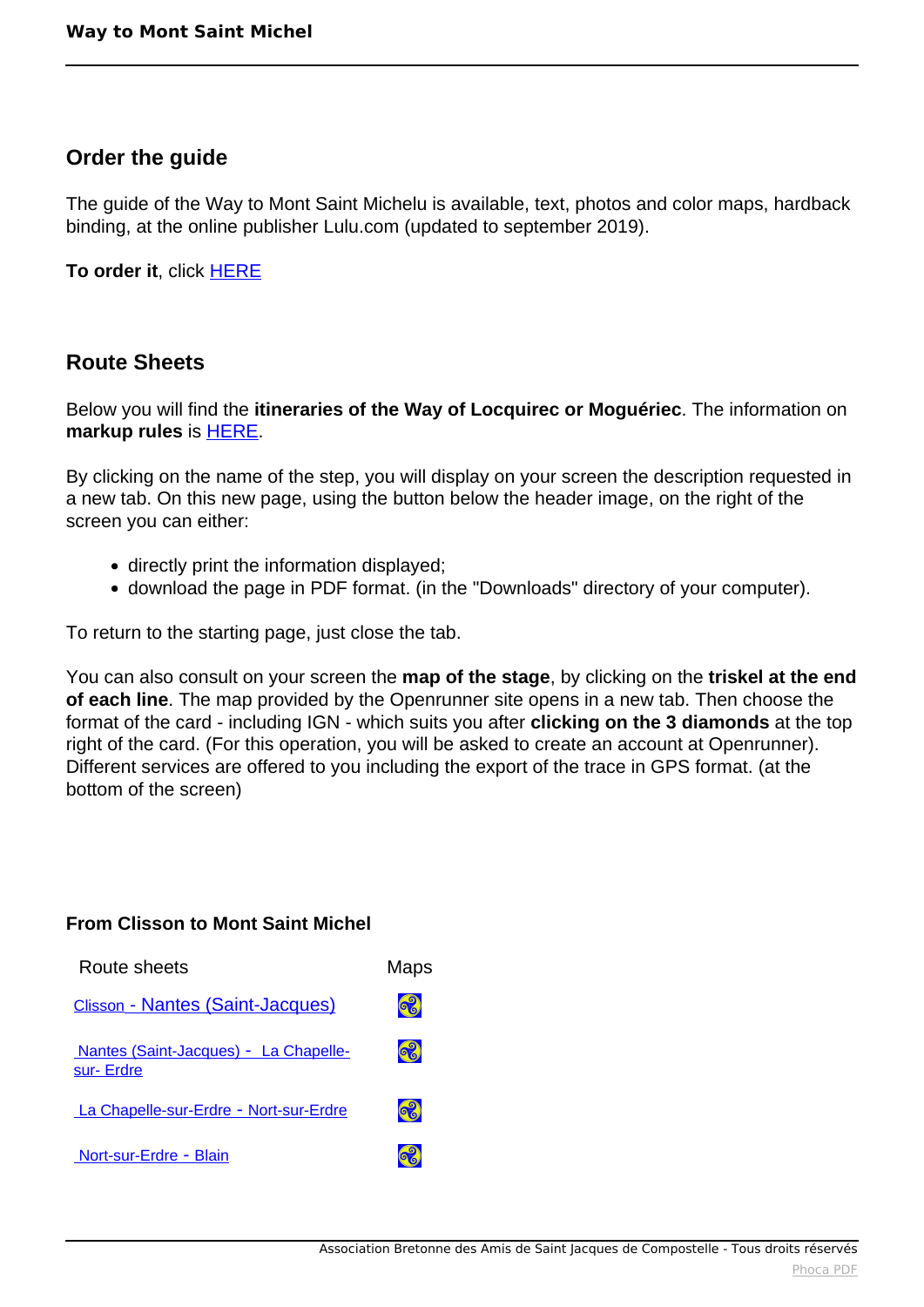## Order the guide

The guide of the Way to Mont Saint Michelu is available, text, photos and color maps, hardback binding, at the online publisher Lulu.com (updated to september 2019).

**To order it**, click HERE

## Route Sheets

Below you will find the **itineraries of the Way of Locquirec or Moguériec**. The information on **markup rules** is HERE.

By clicking on the name of the step, you will display on your screen the description requested in a new tab. On this new page, using the button below the header image, on the right of the screen you can either:

- directly print the information displayed;
- download the page in PDF format. (in the "Downloads" directory of your computer).

To return to the starting page, just close the tab.

You can also consult on your screen the **map of the stage**, by clicking on the **triskel at the end of each line**. The map provided by the Openrunner site opens in a new tab. Then choose the format of the card - including IGN - which suits you after **clicking on the 3 diamonds** at the top right of the card. (For this operation, you will be asked to create an account at Openrunner). Different services are offered to you including the export of the trace in GPS format. (at the bottom of the screen)

### From Clisson to Mont Saint Michel

| Route sheets | Maps |
|---|---|
| Clisson - Nantes (Saint-Jacques) | |
| Nantes (Saint-Jacques) - La Chapelle-sur- Erdre | |
| La Chapelle-sur-Erdre - Nort-sur-Erdre | |
| Nort-sur-Erdre - Blain | |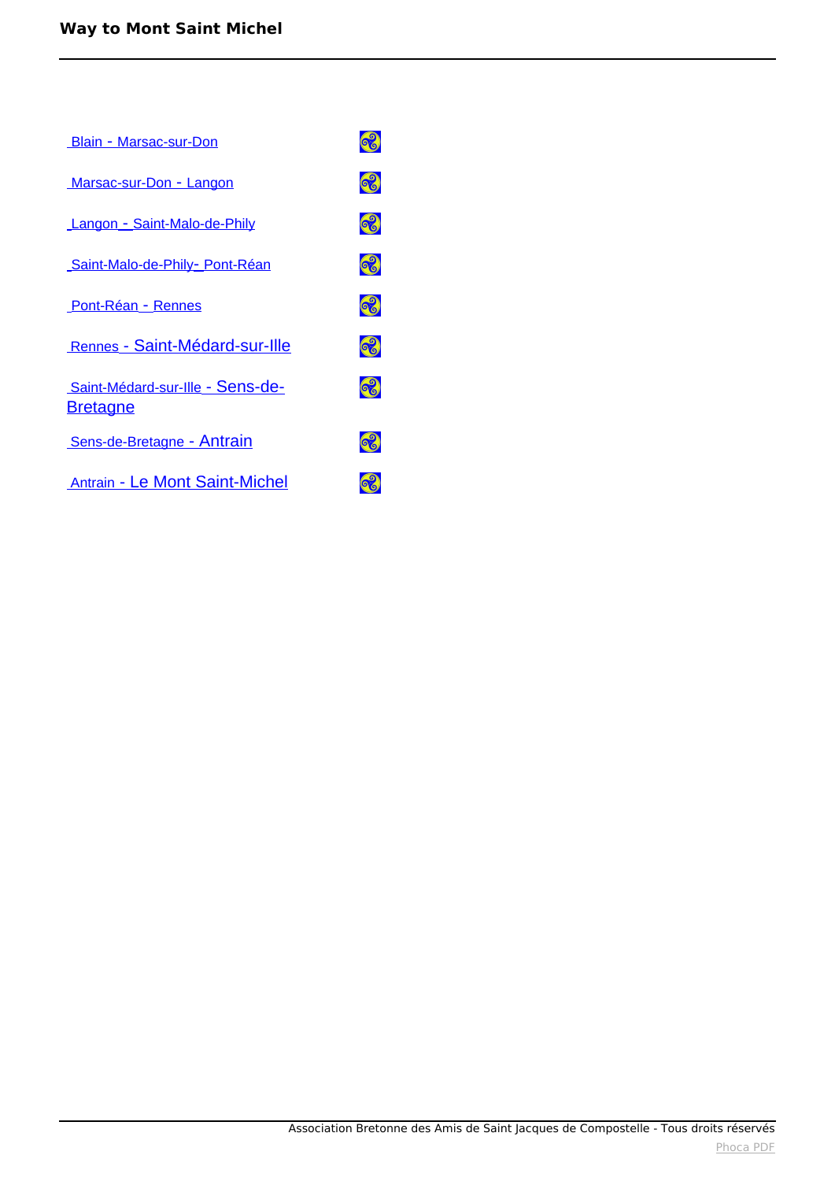Blain - Marsac-sur-Don

Marsac-sur-Don - Langon

Langon - Saint-Malo-de-Phily

Saint-Malo-de-Phily- Pont-Réan

Pont-Réan - Rennes

Rennes - Saint-Médard-sur-Ille

Saint-Médard-sur-Ille - Sens-de-Bretagne

Sens-de-Bretagne - Antrain

Antrain - Le Mont Saint-Michel

Association Bretonne des Amis de Saint Jacques de Compostelle - Tous droits réservés